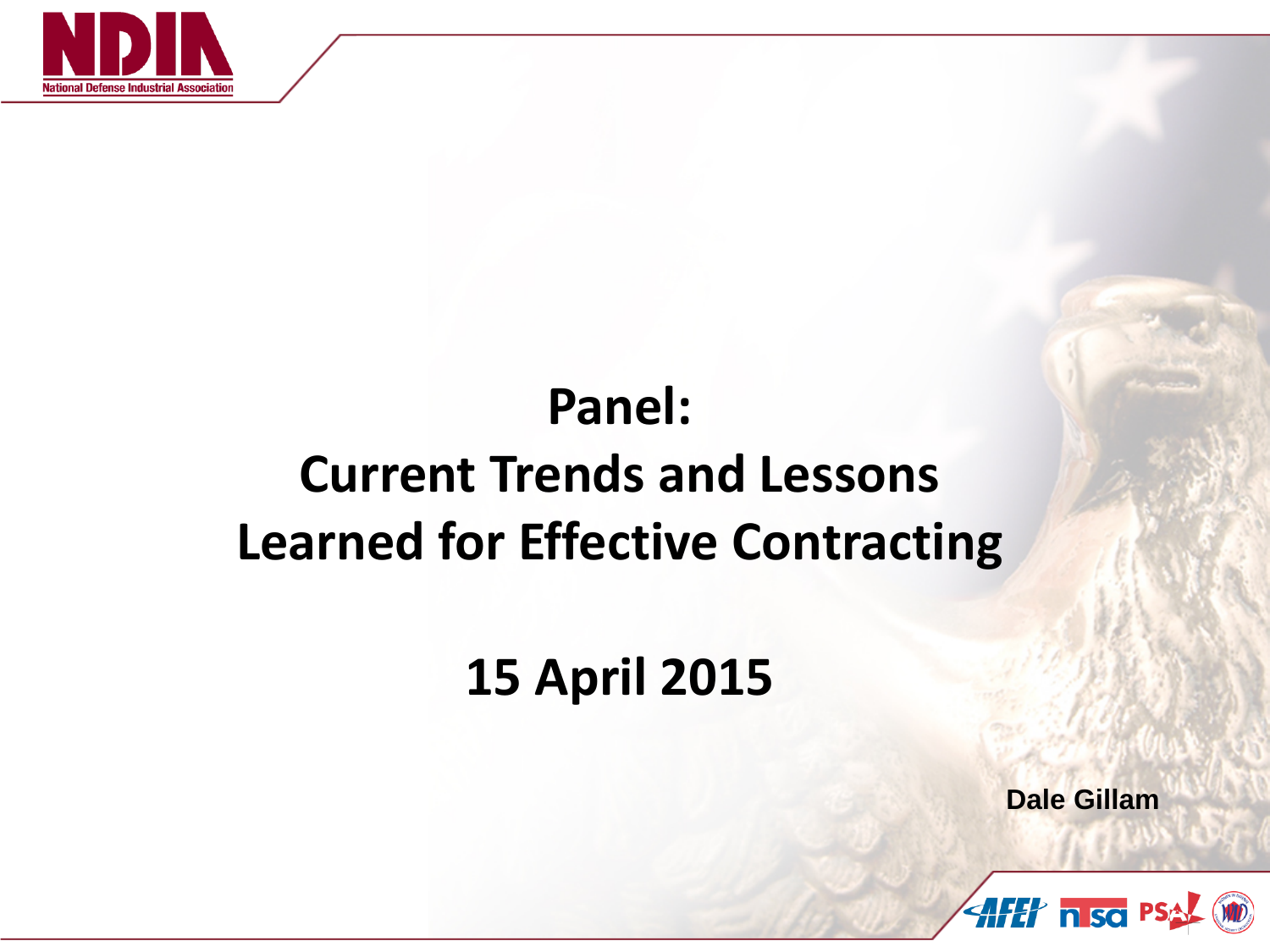# Panel:
# Current Trends and Lessons Learned for Effective Contracting

## 15 April 2015

**Dale Gillam**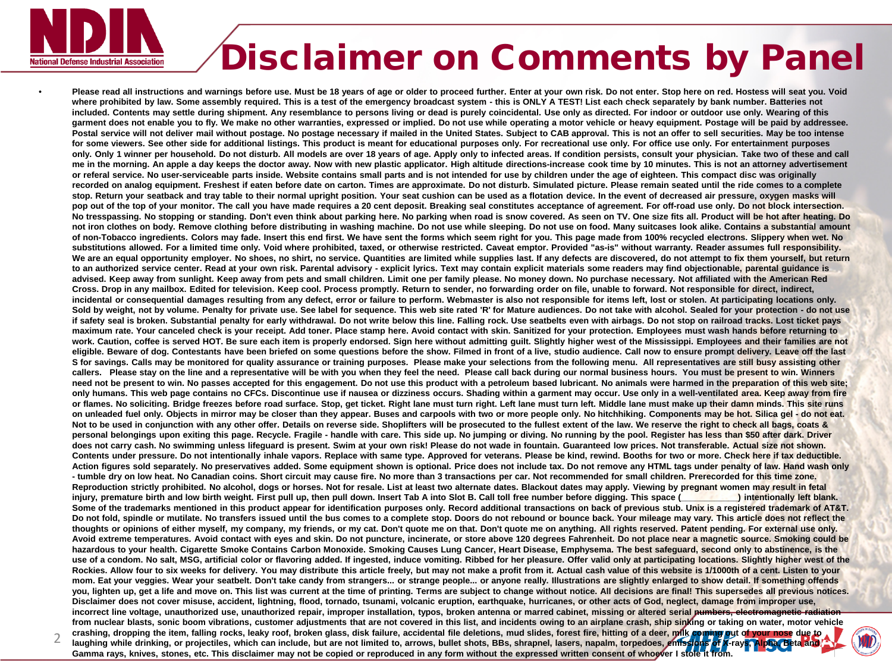# Disclaimer on Comments by Panel

- **Please read all instructions and warnings before use. Must be 18 years of age or older to proceed further. Enter at your own risk. Do not enter. Stop here on red. Hostess will seat you. Void where prohibited by law. Some assembly required. This is a test of the emergency broadcast system - this is ONLY A TEST! List each check separately by bank number. Batteries not included. Contents may settle during shipment. Any resemblance to persons living or dead is purely coincidental. Use only as directed. For indoor or outdoor use only. Wearing of this garment does not enable you to fly. We make no other warranties, expressed or implied. Do not use while operating a motor vehicle or heavy equipment. Postage will be paid by addressee. Postal service will not deliver mail without postage. No postage necessary if mailed in the United States. Subject to CAB approval. This is not an offer to sell securities. May be too intense for some viewers. See other side for additional listings. This product is meant for educational purposes only. For recreational use only. For office use only. For entertainment purposes only. Only 1 winner per household. Do not disturb. All models are over 18 years of age. Apply only to infected areas. If condition persists, consult your physician. Take two of these and call me in the morning. An apple a day keeps the doctor away. Now with new plastic applicator. High altitude directions-increase cook time by 10 minutes. This is not an attorney advertisement or referal service. No user-serviceable parts inside. Website contains small parts and is not intended for use by children under the age of eighteen. This compact disc was originally recorded on analog equipment. Freshest if eaten before date on carton. Times are approximate. Do not disturb. Simulated picture. Please remain seated until the ride comes to a complete stop. Return your seatback and tray table to their normal upright position. Your seat cushion can be used as a flotation device. In the event of decreased air pressure, oxygen masks will pop out of the top of your monitor. The call you have made requires a 20 cent deposit. Breaking seal constitutes acceptance of agreement. For off-road use only. Do not block intersection. No tresspassing. No stopping or standing. Don't even think about parking here. No parking when road is snow covered. As seen on TV. One size fits all. Product will be hot after heating. Do not iron clothes on body. Remove clothing before distributing in washing machine. Do not use while sleeping. Do not use on food. Many suitcases look alike. Contains a substantial amount of non-Tobacco ingredients. Colors may fade. Insert this end first. We have sent the forms which seem right for you. This page made from 100% recycled electrons. Slippery when wet. No substitutions allowed. For a limited time only. Void where prohibited, taxed, or otherwise restricted. Caveat emptor. Provided "as-is" without warranty. Reader assumes full responsibility. We are an equal opportunity employer. No shoes, no shirt, no service. Quantities are limited while supplies last. If any defects are discovered, do not attempt to fix them yourself, but return to an authorized service center. Read at your own risk. Parental advisory - explicit lyrics. Text may contain explicit materials some readers may find objectionable, parental guidance is advised. Keep away from sunlight. Keep away from pets and small children. Limit one per family please. No money down. No purchase necessary. Not affiliated with the American Red Cross. Drop in any mailbox. Edited for television. Keep cool. Process promptly. Return to sender, no forwarding order on file, unable to forward. Not responsible for direct, indirect, incidental or consequential damages resulting from any defect, error or failure to perform. Webmaster is also not responsible for items left, lost or stolen. At participating locations only. Sold by weight, not by volume. Penalty for private use. See label for sequence. This web site rated 'R' for Mature audiences. Do not take with alcohol. Sealed for your protection - do not use if safety seal is broken. Substantial penalty for early withdrawal. Do not write below this line. Falling rock. Use seatbelts even with airbags. Do not stop on railroad tracks. Lost ticket pays maximum rate. Your canceled check is your receipt. Add toner. Place stamp here. Avoid contact with skin. Sanitized for your protection. Employees must wash hands before returning to work. Caution, coffee is served HOT. Be sure each item is properly endorsed. Sign here without admitting guilt. Slightly higher west of the Mississippi. Employees and their families are not eligible. Beware of dog. Contestants have been briefed on some questions before the show. Filmed in front of a live, studio audience. Call now to ensure prompt delivery. Leave off the last S for savings. Calls may be monitored for quality assurance or training purposes. Please make your selections from the following menu. All representatives are still busy assisting other callers. Please stay on the line and a representative will be with you when they feel the need. Please call back during our normal business hours. You must be present to win. Winners need not be present to win. No passes accepted for this engagement. Do not use this product with a petroleum based lubricant. No animals were harmed in the preparation of this web site; only humans. This web page contains no CFCs. Discontinue use if nausea or dizziness occurs. Shading within a garment may occur. Use only in a well-ventilated area. Keep away from fire or flames. No soliciting. Bridge freezes before road surface. Stop, get ticket. Right lane must turn right. Left lane must turn left. Middle lane must make up their damn minds. This site runs on unleaded fuel only. Objects in mirror may be closer than they appear. Buses and carpools with two or more people only. No hitchhiking. Components may be hot. Silica gel - do not eat. Not to be used in conjunction with any other offer. Details on reverse side. Shoplifters will be prosecuted to the fullest extent of the law. We reserve the right to check all bags, coats & personal belongings upon exiting this page. Recycle. Fragile - handle with care. This side up. No jumping or diving. No running by the pool. Register has less than $50 after dark. Driver does not carry cash. No swimming unless lifeguard is present. Swim at your own risk! Please do not wade in fountain. Guaranteed low prices. Not transferable. Actual size not shown. Contents under pressure. Do not intentionally inhale vapors. Replace with same type. Approved for veterans. Please be kind, rewind. Booths for two or more. Check here if tax deductible. Action figures sold separately. No preservatives added. Some equipment shown is optional. Price does not include tax. Do not remove any HTML tags under penalty of law. Hand wash only - tumble dry on low heat. No Canadian coins. Short circuit may cause fire. No more than 3 transactions per car. Not recommended for small children. Prerecorded for this time zone. Reproduction strictly prohibited. No alcohol, dogs or horses. Not for resale. List at least two alternate dates. Blackout dates may apply. Viewing by pregnant women may result in fetal injury, premature birth and low birth weight. First pull up, then pull down. Insert Tab A into Slot B. Call toll free number before digging. This space (___________) intentionally left blank. Some of the trademarks mentioned in this product appear for identification purposes only. Record additional transactions on back of previous stub. Unix is a registered trademark of AT&T. Do not fold, spindle or mutilate. No transfers issued until the bus comes to a complete stop. Doors do not rebound or bounce back. Your mileage may vary. This article does not reflect the thoughts or opinions of either myself, my company, my friends, or my cat. Don't quote me on that. Don't quote me on anything. All rights reserved. Patent pending. For external use only. Avoid extreme temperatures. Avoid contact with eyes and skin. Do not puncture, incinerate, or store above 120 degrees Fahrenheit. Do not place near a magnetic source. Smoking could be hazardous to your health. Cigarette Smoke Contains Carbon Monoxide. Smoking Causes Lung Cancer, Heart Disease, Emphysema. The best safeguard, second only to abstinence, is the use of a condom. No salt, MSG, artificial color or flavoring added. If ingested, induce vomiting. Ribbed for her pleasure. Offer valid only at participating locations. Slightly higher west of the Rockies. Allow four to six weeks for delivery. You may distribute this article freely, but may not make a profit from it. Actual cash value of this website is 1/1000th of a cent. Listen to your mom. Eat your veggies. Wear your seatbelt. Don't take candy from strangers... or strange people... or anyone really. Illustrations are slightly enlarged to show detail. If something offends you, lighten up, get a life and move on. This list was current at the time of printing. Terms are subject to change without notice. All decisions are final! This supersedes all previous notices. Disclaimer does not cover misuse, accident, lightning, flood, tornado, tsunami, volcanic eruption, earthquake, hurricanes, or other acts of God, neglect, damage from improper use, incorrect line voltage, unauthorized use, unauthorized repair, improper installation, typos, broken antenna or marred cabinet, missing or altered serial numbers, electromagnetic radiation from nuclear blasts, sonic boom vibrations, customer adjustments that are not covered in this list, and incidents owing to an airplane crash, ship sinking or taking on water, motor vehicle crashing, dropping the item, falling rocks, leaky roof, broken glass, disk failure, accidental file deletions, mud slides, forest fire, hitting of a deer, milk coming out of your nose due to laughing while drinking, or projectiles, which can include, but are not limited to, arrows, bullet shots, BBs, shrapnel, lasers, napalm, torpedoes, emissions of X-rays, Alpha, Beta and Gamma rays, knives, stones, etc. This disclaimer may not be copied or reproduced in any form without the expressed written consent of whoever I stole it from.**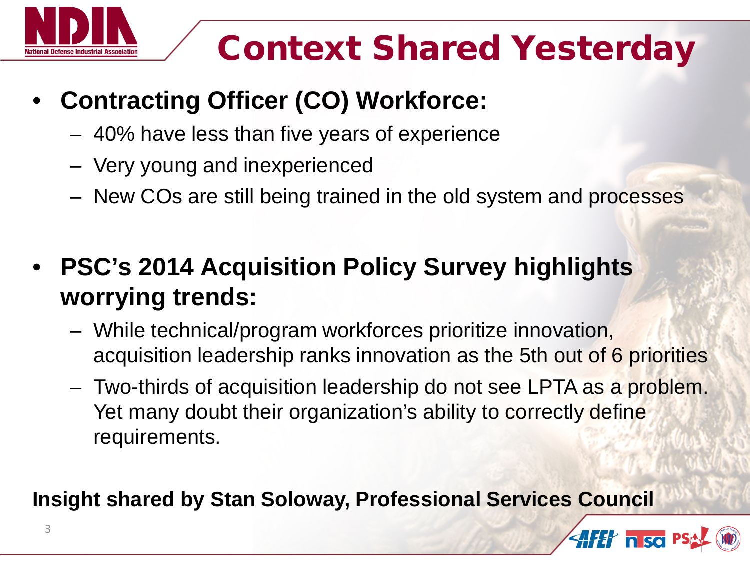# Context Shared Yesterday

- **Contracting Officer (CO) Workforce:**
  - 40% have less than five years of experience
  - Very young and inexperienced
  - New COs are still being trained in the old system and processes
- **PSC's 2014 Acquisition Policy Survey highlights worrying trends:**
  - While technical/program workforces prioritize innovation, acquisition leadership ranks innovation as the 5th out of 6 priorities
  - Two-thirds of acquisition leadership do not see LPTA as a problem. Yet many doubt their organization's ability to correctly define requirements.

**Insight shared by Stan Soloway, Professional Services Council**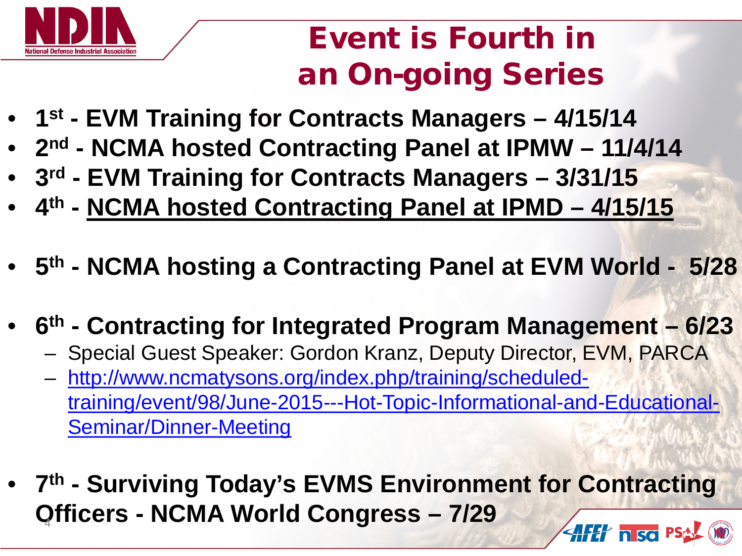# Event is Fourth in an On-going Series

- **1st - EVM Training for Contracts Managers – 4/15/14**
- **2nd - NCMA hosted Contracting Panel at IPMW – 11/4/14**
- **3rd - EVM Training for Contracts Managers – 3/31/15**
- **4th - <u>NCMA hosted Contracting Panel at IPMD – 4/15/15</u>**
- **5th - NCMA hosting a Contracting Panel at EVM World - 5/28**
- **6th - Contracting for Integrated Program Management – 6/23**
  - Special Guest Speaker: Gordon Kranz, Deputy Director, EVM, PARCA
  - http://www.ncmatysons.org/index.php/training/scheduled-training/event/98/June-2015---Hot-Topic-Informational-and-Educational-Seminar/Dinner-Meeting
- **7th - Surviving Today's EVMS Environment for Contracting Officers - NCMA World Congress – 7/29**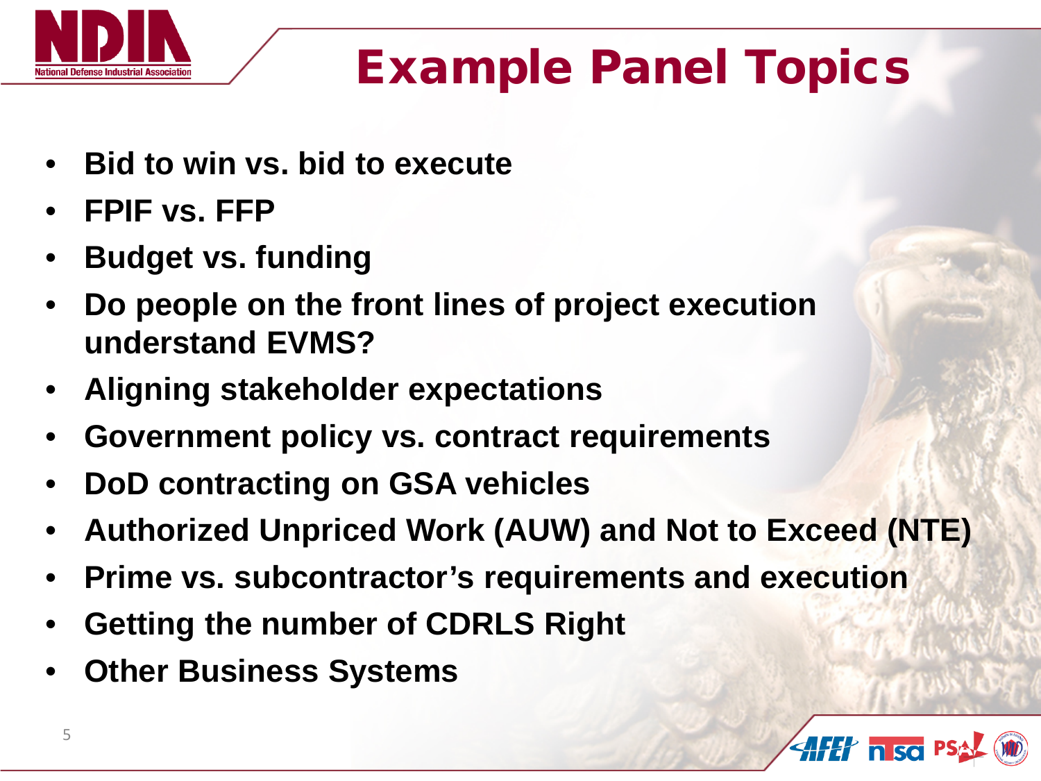# Example Panel Topics

- **Bid to win vs. bid to execute**
- **FPIF vs. FFP**
- **Budget vs. funding**
- **Do people on the front lines of project execution understand EVMS?**
- **Aligning stakeholder expectations**
- **Government policy vs. contract requirements**
- **DoD contracting on GSA vehicles**
- **Authorized Unpriced Work (AUW) and Not to Exceed (NTE)**
- **Prime vs. subcontractor's requirements and execution**
- **Getting the number of CDRLS Right**
- **Other Business Systems**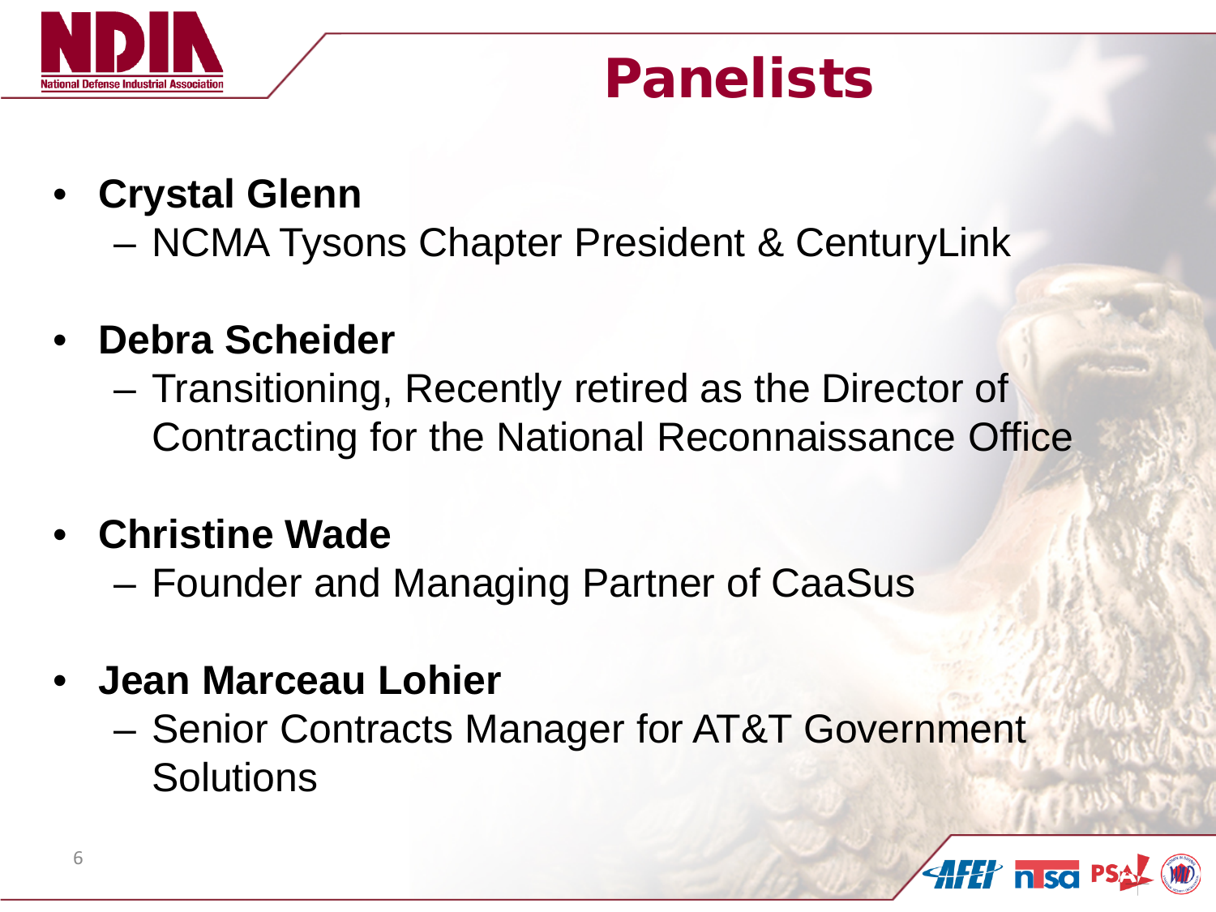# Panelists

- **Crystal Glenn**
  - NCMA Tysons Chapter President & CenturyLink
- **Debra Scheider**
  - Transitioning, Recently retired as the Director of Contracting for the National Reconnaissance Office
- **Christine Wade**
  - Founder and Managing Partner of CaaSus
- **Jean Marceau Lohier**
  - Senior Contracts Manager for AT&T Government Solutions